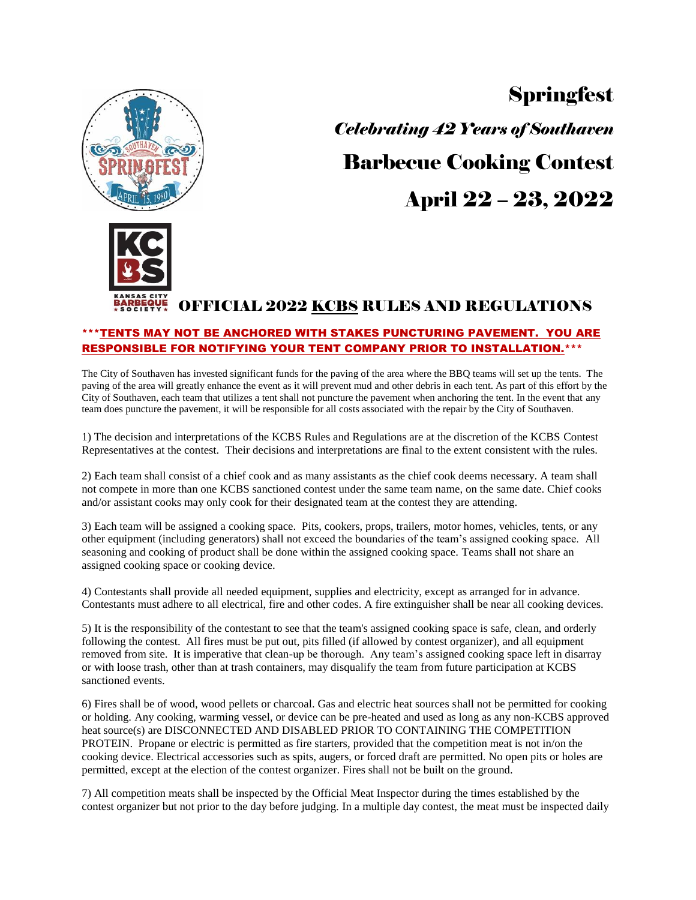# Springfest

*Celebrating 42 Years of Southaven*

## Barbecue Cooking Contest

## April 22 – 23, 2022

## OFFICIAL 2022 KCBS RULES AND REGULATIONS

**\*\*\*TENTS MAY NOT BE ANCHORED WITH STAKES PUNCTURING PAVEMENT. YOU ARE RESPONSIBLE FOR NOTIFYING YOUR TENT COMPANY PRIOR TO INSTALLATION.\*\*\***

The City of Southaven has invested significant funds for the paving of the area where the BBQ teams will set up the tents. The paving of the area will greatly enhance the event as it will prevent mud and other debris in each tent. As part of this effort by the City of Southaven, each team that utilizes a tent shall not puncture the pavement when anchoring the tent. In the event that any team does puncture the pavement, it will be responsible for all costs associated with the repair by the City of Southaven.

1) The decision and interpretations of the KCBS Rules and Regulations are at the discretion of the KCBS Contest Representatives at the contest. Their decisions and interpretations are final to the extent consistent with the rules.

2) Each team shall consist of a chief cook and as many assistants as the chief cook deems necessary. A team shall not compete in more than one KCBS sanctioned contest under the same team name, on the same date. Chief cooks and/or assistant cooks may only cook for their designated team at the contest they are attending.

3) Each team will be assigned a cooking space. Pits, cookers, props, trailers, motor homes, vehicles, tents, or any other equipment (including generators) shall not exceed the boundaries of the team's assigned cooking space. All seasoning and cooking of product shall be done within the assigned cooking space. Teams shall not share an assigned cooking space or cooking device.

4) Contestants shall provide all needed equipment, supplies and electricity, except as arranged for in advance. Contestants must adhere to all electrical, fire and other codes. A fire extinguisher shall be near all cooking devices.

5) It is the responsibility of the contestant to see that the team's assigned cooking space is safe, clean, and orderly following the contest. All fires must be put out, pits filled (if allowed by contest organizer), and all equipment removed from site. It is imperative that clean-up be thorough. Any team's assigned cooking space left in disarray or with loose trash, other than at trash containers, may disqualify the team from future participation at KCBS sanctioned events.

6) Fires shall be of wood, wood pellets or charcoal. Gas and electric heat sources shall not be permitted for cooking or holding. Any cooking, warming vessel, or device can be pre-heated and used as long as any non-KCBS approved heat source(s) are DISCONNECTED AND DISABLED PRIOR TO CONTAINING THE COMPETITION PROTEIN. Propane or electric is permitted as fire starters, provided that the competition meat is not in/on the cooking device. Electrical accessories such as spits, augers, or forced draft are permitted. No open pits or holes are permitted, except at the election of the contest organizer. Fires shall not be built on the ground.

7) All competition meats shall be inspected by the Official Meat Inspector during the times established by the contest organizer but not prior to the day before judging. In a multiple day contest, the meat must be inspected daily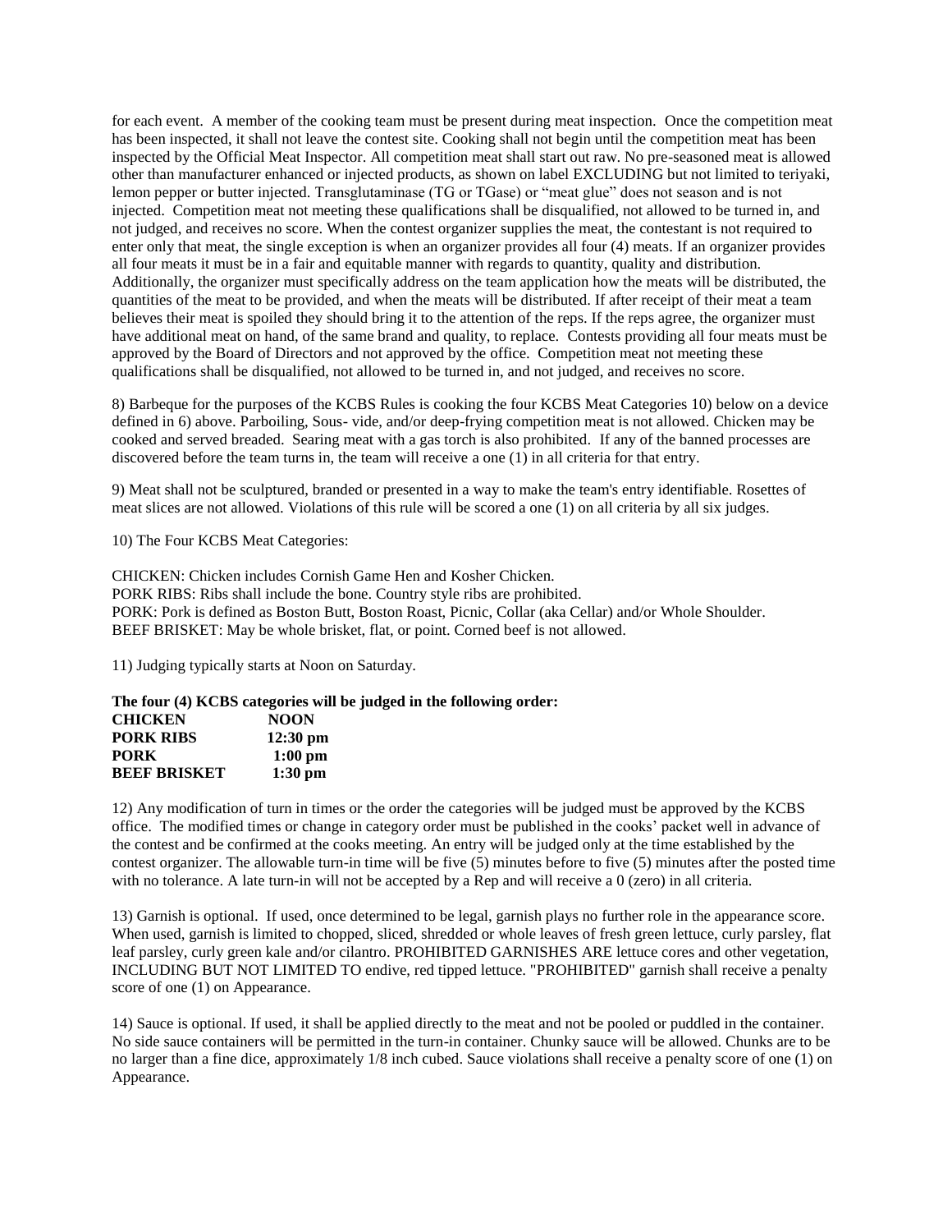for each event. A member of the cooking team must be present during meat inspection. Once the competition meat has been inspected, it shall not leave the contest site. Cooking shall not begin until the competition meat has been inspected by the Official Meat Inspector. All competition meat shall start out raw. No pre-seasoned meat is allowed other than manufacturer enhanced or injected products, as shown on label EXCLUDING but not limited to teriyaki, lemon pepper or butter injected. Transglutaminase (TG or TGase) or "meat glue" does not season and is not injected. Competition meat not meeting these qualifications shall be disqualified, not allowed to be turned in, and not judged, and receives no score. When the contest organizer supplies the meat, the contestant is not required to enter only that meat, the single exception is when an organizer provides all four (4) meats. If an organizer provides all four meats it must be in a fair and equitable manner with regards to quantity, quality and distribution. Additionally, the organizer must specifically address on the team application how the meats will be distributed, the quantities of the meat to be provided, and when the meats will be distributed. If after receipt of their meat a team believes their meat is spoiled they should bring it to the attention of the reps. If the reps agree, the organizer must have additional meat on hand, of the same brand and quality, to replace. Contests providing all four meats must be approved by the Board of Directors and not approved by the office. Competition meat not meeting these qualifications shall be disqualified, not allowed to be turned in, and not judged, and receives no score.

8) Barbeque for the purposes of the KCBS Rules is cooking the four KCBS Meat Categories 10) below on a device defined in 6) above. Parboiling, Sous- vide, and/or deep-frying competition meat is not allowed. Chicken may be cooked and served breaded. Searing meat with a gas torch is also prohibited. If any of the banned processes are discovered before the team turns in, the team will receive a one (1) in all criteria for that entry.

9) Meat shall not be sculptured, branded or presented in a way to make the team's entry identifiable. Rosettes of meat slices are not allowed. Violations of this rule will be scored a one (1) on all criteria by all six judges.

10) The Four KCBS Meat Categories:

CHICKEN: Chicken includes Cornish Game Hen and Kosher Chicken.
PORK RIBS: Ribs shall include the bone. Country style ribs are prohibited.
PORK: Pork is defined as Boston Butt, Boston Roast, Picnic, Collar (aka Cellar) and/or Whole Shoulder.
BEEF BRISKET: May be whole brisket, flat, or point. Corned beef is not allowed.

11) Judging typically starts at Noon on Saturday.

**The four (4) KCBS categories will be judged in the following order:**

| | |
|---|---|
| **CHICKEN** | **NOON** |
| **PORK RIBS** | **12:30 pm** |
| **PORK** | **1:00 pm** |
| **BEEF BRISKET** | **1:30 pm** |

12) Any modification of turn in times or the order the categories will be judged must be approved by the KCBS office. The modified times or change in category order must be published in the cooks' packet well in advance of the contest and be confirmed at the cooks meeting. An entry will be judged only at the time established by the contest organizer. The allowable turn-in time will be five (5) minutes before to five (5) minutes after the posted time with no tolerance. A late turn-in will not be accepted by a Rep and will receive a 0 (zero) in all criteria.

13) Garnish is optional. If used, once determined to be legal, garnish plays no further role in the appearance score. When used, garnish is limited to chopped, sliced, shredded or whole leaves of fresh green lettuce, curly parsley, flat leaf parsley, curly green kale and/or cilantro. PROHIBITED GARNISHES ARE lettuce cores and other vegetation, INCLUDING BUT NOT LIMITED TO endive, red tipped lettuce. "PROHIBITED" garnish shall receive a penalty score of one (1) on Appearance.

14) Sauce is optional. If used, it shall be applied directly to the meat and not be pooled or puddled in the container. No side sauce containers will be permitted in the turn-in container. Chunky sauce will be allowed. Chunks are to be no larger than a fine dice, approximately 1/8 inch cubed. Sauce violations shall receive a penalty score of one (1) on Appearance.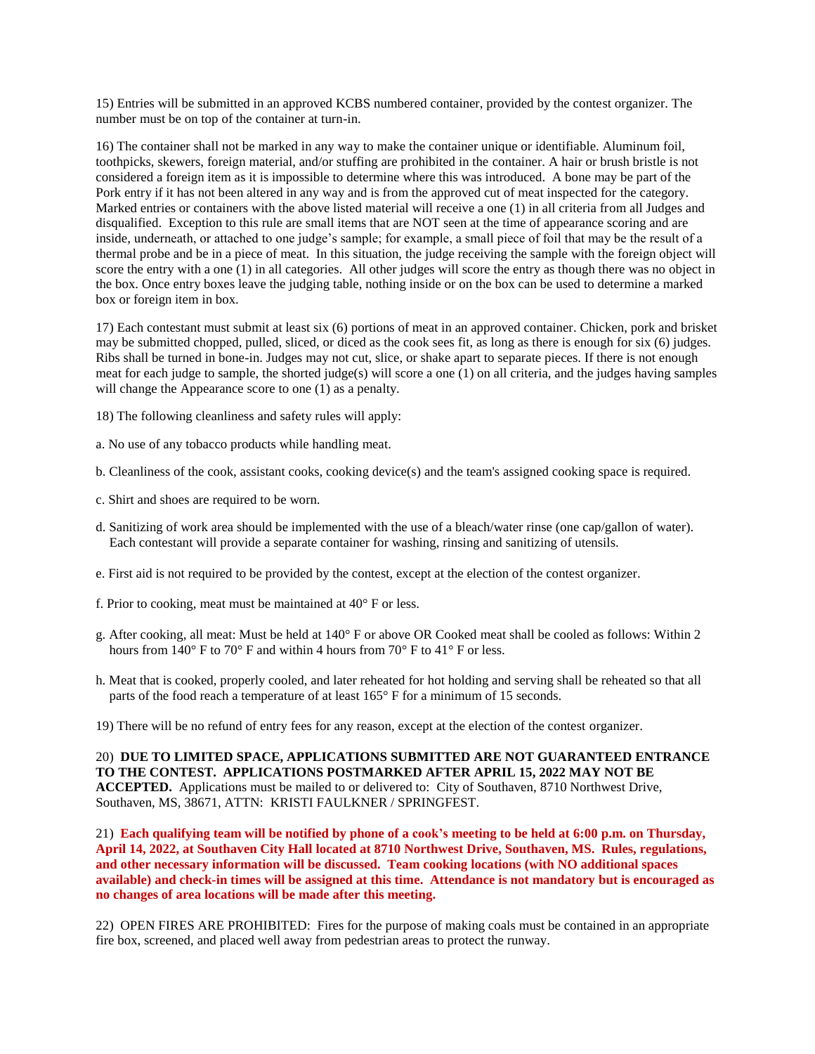15) Entries will be submitted in an approved KCBS numbered container, provided by the contest organizer. The number must be on top of the container at turn-in.

16) The container shall not be marked in any way to make the container unique or identifiable. Aluminum foil, toothpicks, skewers, foreign material, and/or stuffing are prohibited in the container. A hair or brush bristle is not considered a foreign item as it is impossible to determine where this was introduced. A bone may be part of the Pork entry if it has not been altered in any way and is from the approved cut of meat inspected for the category. Marked entries or containers with the above listed material will receive a one (1) in all criteria from all Judges and disqualified. Exception to this rule are small items that are NOT seen at the time of appearance scoring and are inside, underneath, or attached to one judge's sample; for example, a small piece of foil that may be the result of a thermal probe and be in a piece of meat. In this situation, the judge receiving the sample with the foreign object will score the entry with a one (1) in all categories. All other judges will score the entry as though there was no object in the box. Once entry boxes leave the judging table, nothing inside or on the box can be used to determine a marked box or foreign item in box.

17) Each contestant must submit at least six (6) portions of meat in an approved container. Chicken, pork and brisket may be submitted chopped, pulled, sliced, or diced as the cook sees fit, as long as there is enough for six (6) judges. Ribs shall be turned in bone-in. Judges may not cut, slice, or shake apart to separate pieces. If there is not enough meat for each judge to sample, the shorted judge(s) will score a one (1) on all criteria, and the judges having samples will change the Appearance score to one (1) as a penalty.

18) The following cleanliness and safety rules will apply:

a. No use of any tobacco products while handling meat.

b. Cleanliness of the cook, assistant cooks, cooking device(s) and the team's assigned cooking space is required.

c. Shirt and shoes are required to be worn.

d. Sanitizing of work area should be implemented with the use of a bleach/water rinse (one cap/gallon of water). Each contestant will provide a separate container for washing, rinsing and sanitizing of utensils.

e. First aid is not required to be provided by the contest, except at the election of the contest organizer.

f. Prior to cooking, meat must be maintained at 40° F or less.

g. After cooking, all meat: Must be held at 140° F or above OR Cooked meat shall be cooled as follows: Within 2 hours from 140° F to 70° F and within 4 hours from 70° F to 41° F or less.

h. Meat that is cooked, properly cooled, and later reheated for hot holding and serving shall be reheated so that all parts of the food reach a temperature of at least 165° F for a minimum of 15 seconds.

19) There will be no refund of entry fees for any reason, except at the election of the contest organizer.

20) **DUE TO LIMITED SPACE, APPLICATIONS SUBMITTED ARE NOT GUARANTEED ENTRANCE TO THE CONTEST. APPLICATIONS POSTMARKED AFTER APRIL 15, 2022 MAY NOT BE ACCEPTED.** Applications must be mailed to or delivered to: City of Southaven, 8710 Northwest Drive, Southaven, MS, 38671, ATTN: KRISTI FAULKNER / SPRINGFEST.

21) **Each qualifying team will be notified by phone of a cook's meeting to be held at 6:00 p.m. on Thursday, April 14, 2022, at Southaven City Hall located at 8710 Northwest Drive, Southaven, MS. Rules, regulations, and other necessary information will be discussed. Team cooking locations (with NO additional spaces available) and check-in times will be assigned at this time. Attendance is not mandatory but is encouraged as no changes of area locations will be made after this meeting.**

22) OPEN FIRES ARE PROHIBITED: Fires for the purpose of making coals must be contained in an appropriate fire box, screened, and placed well away from pedestrian areas to protect the runway.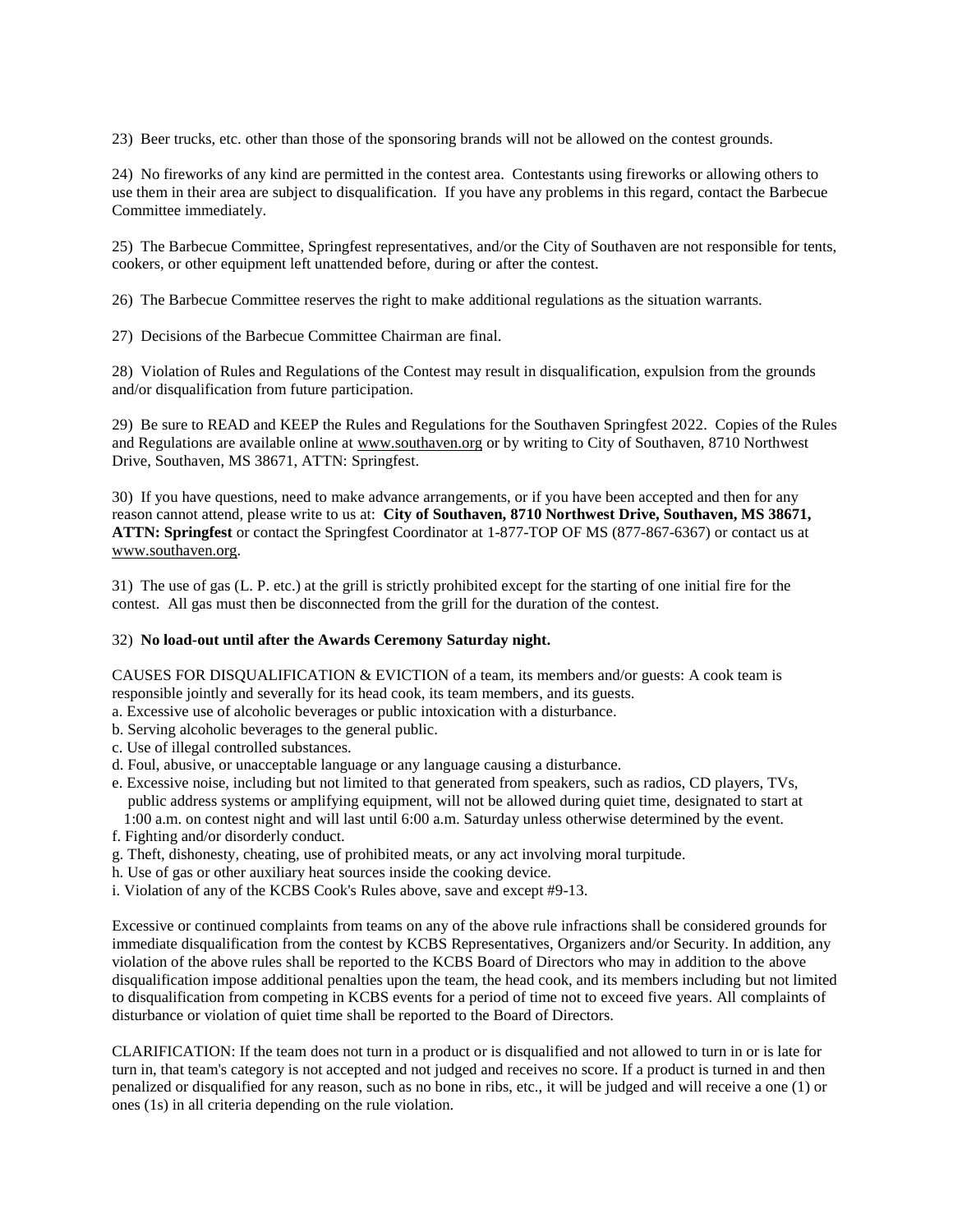23) Beer trucks, etc. other than those of the sponsoring brands will not be allowed on the contest grounds.

24) No fireworks of any kind are permitted in the contest area. Contestants using fireworks or allowing others to use them in their area are subject to disqualification. If you have any problems in this regard, contact the Barbecue Committee immediately.

25) The Barbecue Committee, Springfest representatives, and/or the City of Southaven are not responsible for tents, cookers, or other equipment left unattended before, during or after the contest.

26) The Barbecue Committee reserves the right to make additional regulations as the situation warrants.

27) Decisions of the Barbecue Committee Chairman are final.

28) Violation of Rules and Regulations of the Contest may result in disqualification, expulsion from the grounds and/or disqualification from future participation.

29) Be sure to READ and KEEP the Rules and Regulations for the Southaven Springfest 2022. Copies of the Rules and Regulations are available online at www.southaven.org or by writing to City of Southaven, 8710 Northwest Drive, Southaven, MS 38671, ATTN: Springfest.

30) If you have questions, need to make advance arrangements, or if you have been accepted and then for any reason cannot attend, please write to us at: **City of Southaven, 8710 Northwest Drive, Southaven, MS 38671, ATTN: Springfest** or contact the Springfest Coordinator at 1-877-TOP OF MS (877-867-6367) or contact us at www.southaven.org.

31) The use of gas (L. P. etc.) at the grill is strictly prohibited except for the starting of one initial fire for the contest. All gas must then be disconnected from the grill for the duration of the contest.

32) **No load-out until after the Awards Ceremony Saturday night.**

CAUSES FOR DISQUALIFICATION & EVICTION of a team, its members and/or guests: A cook team is responsible jointly and severally for its head cook, its team members, and its guests.

a. Excessive use of alcoholic beverages or public intoxication with a disturbance.
b. Serving alcoholic beverages to the general public.
c. Use of illegal controlled substances.
d. Foul, abusive, or unacceptable language or any language causing a disturbance.
e. Excessive noise, including but not limited to that generated from speakers, such as radios, CD players, TVs, public address systems or amplifying equipment, will not be allowed during quiet time, designated to start at 1:00 a.m. on contest night and will last until 6:00 a.m. Saturday unless otherwise determined by the event.
f. Fighting and/or disorderly conduct.
g. Theft, dishonesty, cheating, use of prohibited meats, or any act involving moral turpitude.
h. Use of gas or other auxiliary heat sources inside the cooking device.
i. Violation of any of the KCBS Cook's Rules above, save and except #9-13.

Excessive or continued complaints from teams on any of the above rule infractions shall be considered grounds for immediate disqualification from the contest by KCBS Representatives, Organizers and/or Security. In addition, any violation of the above rules shall be reported to the KCBS Board of Directors who may in addition to the above disqualification impose additional penalties upon the team, the head cook, and its members including but not limited to disqualification from competing in KCBS events for a period of time not to exceed five years. All complaints of disturbance or violation of quiet time shall be reported to the Board of Directors.

CLARIFICATION: If the team does not turn in a product or is disqualified and not allowed to turn in or is late for turn in, that team's category is not accepted and not judged and receives no score. If a product is turned in and then penalized or disqualified for any reason, such as no bone in ribs, etc., it will be judged and will receive a one (1) or ones (1s) in all criteria depending on the rule violation.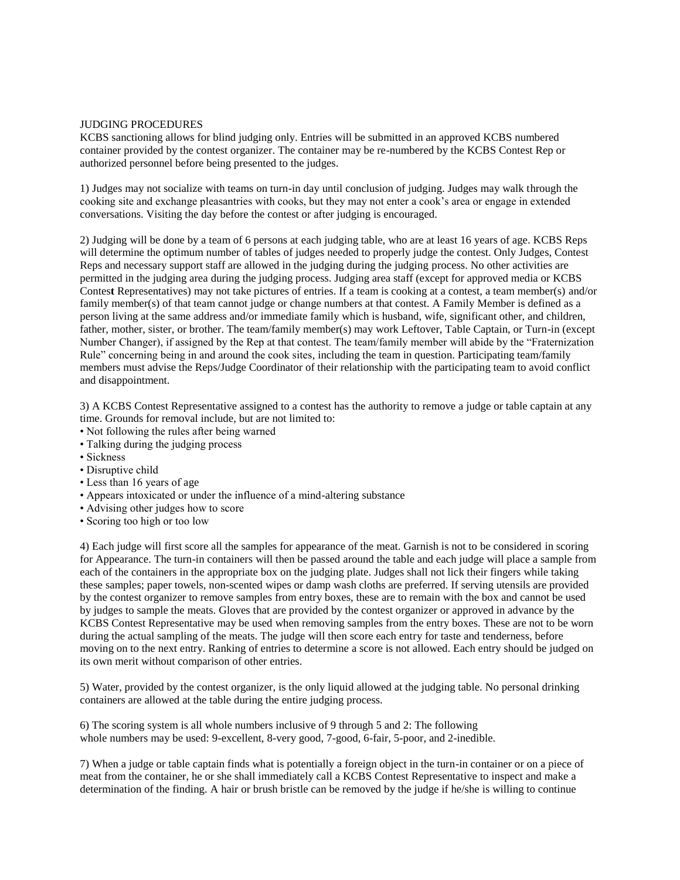## JUDGING PROCEDURES

KCBS sanctioning allows for blind judging only. Entries will be submitted in an approved KCBS numbered container provided by the contest organizer. The container may be re-numbered by the KCBS Contest Rep or authorized personnel before being presented to the judges.

1) Judges may not socialize with teams on turn-in day until conclusion of judging. Judges may walk through the cooking site and exchange pleasantries with cooks, but they may not enter a cook's area or engage in extended conversations. Visiting the day before the contest or after judging is encouraged.

2) Judging will be done by a team of 6 persons at each judging table, who are at least 16 years of age. KCBS Reps will determine the optimum number of tables of judges needed to properly judge the contest. Only Judges, Contest Reps and necessary support staff are allowed in the judging during the judging process. No other activities are permitted in the judging area during the judging process. Judging area staff (except for approved media or KCBS Contest Representatives) may not take pictures of entries. If a team is cooking at a contest, a team member(s) and/or family member(s) of that team cannot judge or change numbers at that contest. A Family Member is defined as a person living at the same address and/or immediate family which is husband, wife, significant other, and children, father, mother, sister, or brother. The team/family member(s) may work Leftover, Table Captain, or Turn-in (except Number Changer), if assigned by the Rep at that contest. The team/family member will abide by the "Fraternization Rule" concerning being in and around the cook sites, including the team in question. Participating team/family members must advise the Reps/Judge Coordinator of their relationship with the participating team to avoid conflict and disappointment.

3) A KCBS Contest Representative assigned to a contest has the authority to remove a judge or table captain at any time. Grounds for removal include, but are not limited to:

- Not following the rules after being warned
- Talking during the judging process
- Sickness
- Disruptive child
- Less than 16 years of age
- Appears intoxicated or under the influence of a mind-altering substance
- Advising other judges how to score
- Scoring too high or too low

4) Each judge will first score all the samples for appearance of the meat. Garnish is not to be considered in scoring for Appearance. The turn-in containers will then be passed around the table and each judge will place a sample from each of the containers in the appropriate box on the judging plate. Judges shall not lick their fingers while taking these samples; paper towels, non-scented wipes or damp wash cloths are preferred. If serving utensils are provided by the contest organizer to remove samples from entry boxes, these are to remain with the box and cannot be used by judges to sample the meats. Gloves that are provided by the contest organizer or approved in advance by the KCBS Contest Representative may be used when removing samples from the entry boxes. These are not to be worn during the actual sampling of the meats. The judge will then score each entry for taste and tenderness, before moving on to the next entry. Ranking of entries to determine a score is not allowed. Each entry should be judged on its own merit without comparison of other entries.

5) Water, provided by the contest organizer, is the only liquid allowed at the judging table. No personal drinking containers are allowed at the table during the entire judging process.

6) The scoring system is all whole numbers inclusive of 9 through 5 and 2: The following whole numbers may be used: 9-excellent, 8-very good, 7-good, 6-fair, 5-poor, and 2-inedible.

7) When a judge or table captain finds what is potentially a foreign object in the turn-in container or on a piece of meat from the container, he or she shall immediately call a KCBS Contest Representative to inspect and make a determination of the finding. A hair or brush bristle can be removed by the judge if he/she is willing to continue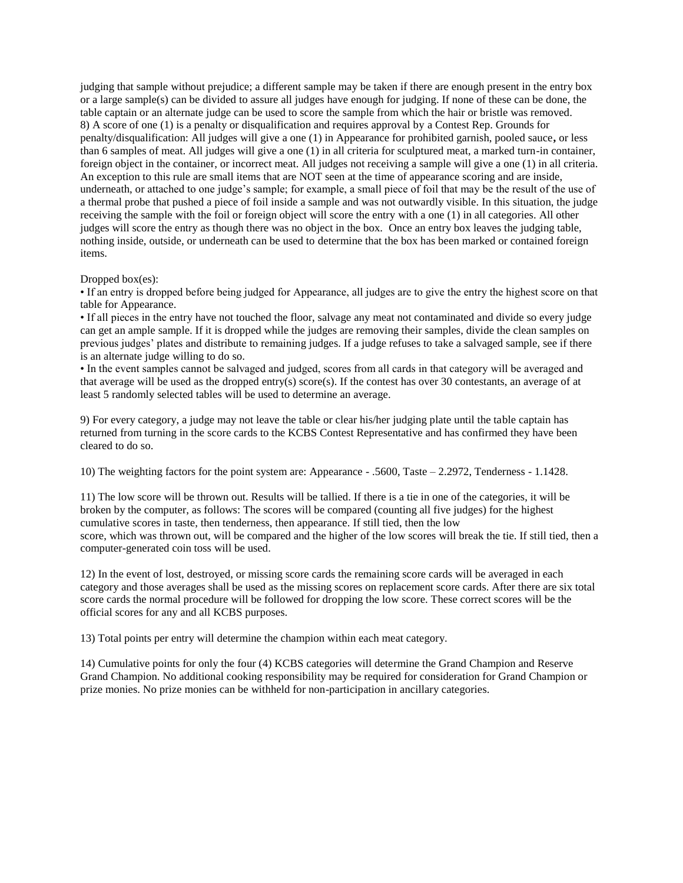judging that sample without prejudice; a different sample may be taken if there are enough present in the entry box or a large sample(s) can be divided to assure all judges have enough for judging. If none of these can be done, the table captain or an alternate judge can be used to score the sample from which the hair or bristle was removed.

8) A score of one (1) is a penalty or disqualification and requires approval by a Contest Rep. Grounds for penalty/disqualification: All judges will give a one (1) in Appearance for prohibited garnish, pooled sauce**,** or less than 6 samples of meat. All judges will give a one (1) in all criteria for sculptured meat, a marked turn-in container, foreign object in the container, or incorrect meat. All judges not receiving a sample will give a one (1) in all criteria. An exception to this rule are small items that are NOT seen at the time of appearance scoring and are inside, underneath, or attached to one judge's sample; for example, a small piece of foil that may be the result of the use of a thermal probe that pushed a piece of foil inside a sample and was not outwardly visible. In this situation, the judge receiving the sample with the foil or foreign object will score the entry with a one (1) in all categories. All other judges will score the entry as though there was no object in the box. Once an entry box leaves the judging table, nothing inside, outside, or underneath can be used to determine that the box has been marked or contained foreign items.

Dropped box(es):

- If an entry is dropped before being judged for Appearance, all judges are to give the entry the highest score on that table for Appearance.
- If all pieces in the entry have not touched the floor, salvage any meat not contaminated and divide so every judge can get an ample sample. If it is dropped while the judges are removing their samples, divide the clean samples on previous judges' plates and distribute to remaining judges. If a judge refuses to take a salvaged sample, see if there is an alternate judge willing to do so.
- In the event samples cannot be salvaged and judged, scores from all cards in that category will be averaged and that average will be used as the dropped entry(s) score(s). If the contest has over 30 contestants, an average of at least 5 randomly selected tables will be used to determine an average.

9) For every category, a judge may not leave the table or clear his/her judging plate until the table captain has returned from turning in the score cards to the KCBS Contest Representative and has confirmed they have been cleared to do so.

10) The weighting factors for the point system are: Appearance - .5600, Taste – 2.2972, Tenderness - 1.1428.

11) The low score will be thrown out. Results will be tallied. If there is a tie in one of the categories, it will be broken by the computer, as follows: The scores will be compared (counting all five judges) for the highest cumulative scores in taste, then tenderness, then appearance. If still tied, then the low score, which was thrown out, will be compared and the higher of the low scores will break the tie. If still tied, then a computer-generated coin toss will be used.

12) In the event of lost, destroyed, or missing score cards the remaining score cards will be averaged in each category and those averages shall be used as the missing scores on replacement score cards. After there are six total score cards the normal procedure will be followed for dropping the low score. These correct scores will be the official scores for any and all KCBS purposes.

13) Total points per entry will determine the champion within each meat category.

14) Cumulative points for only the four (4) KCBS categories will determine the Grand Champion and Reserve Grand Champion. No additional cooking responsibility may be required for consideration for Grand Champion or prize monies. No prize monies can be withheld for non-participation in ancillary categories.